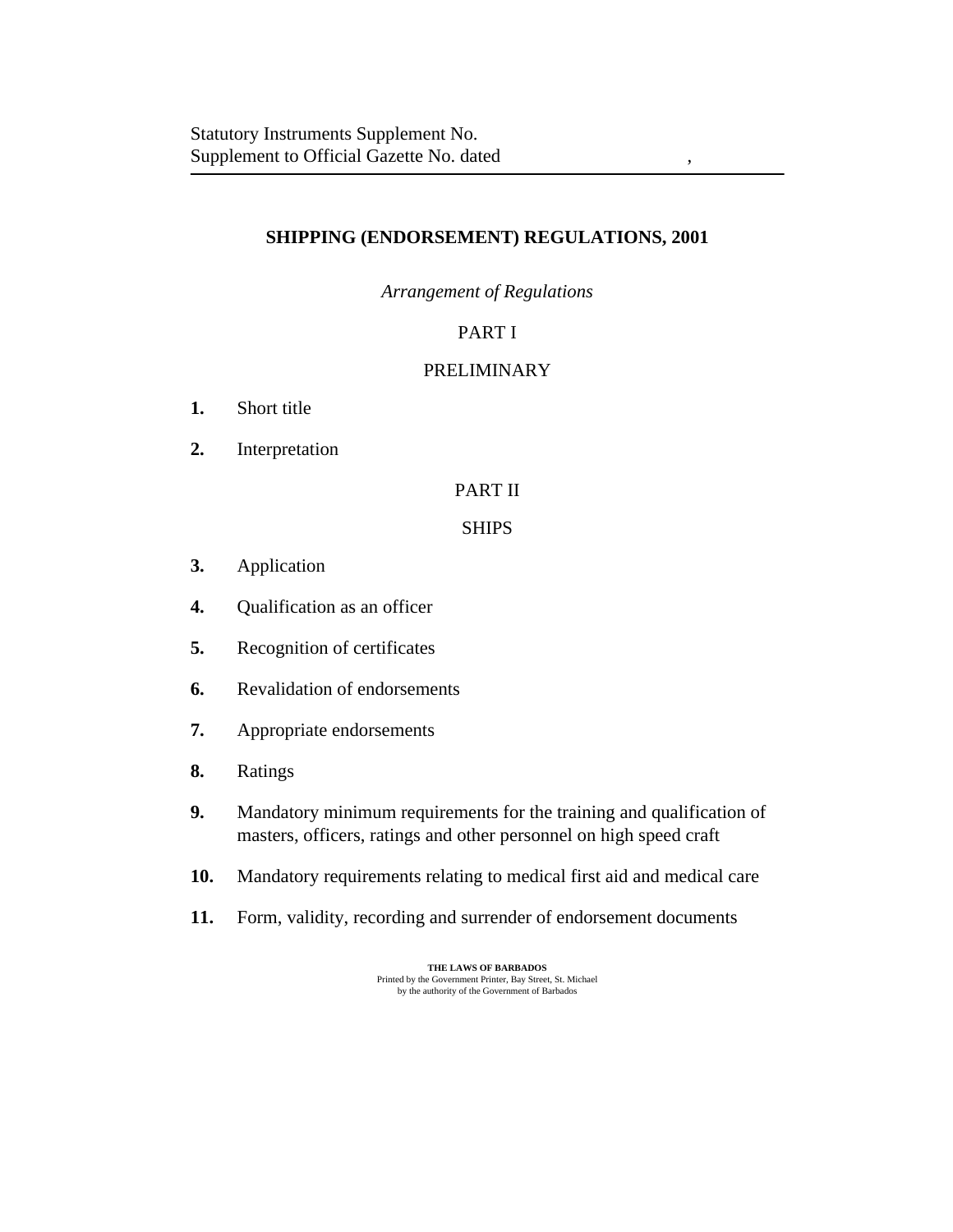Statutory Instruments Supplement No.
Supplement to Official Gazette No. dated ,

# SHIPPING (ENDORSEMENT) REGULATIONS, 2001

*Arrangement of Regulations*

## PART I

## PRELIMINARY

**1.** Short title

**2.** Interpretation

## PART II

## SHIPS

**3.** Application

**4.** Qualification as an officer

**5.** Recognition of certificates

**6.** Revalidation of endorsements

**7.** Appropriate endorsements

**8.** Ratings

**9.** Mandatory minimum requirements for the training and qualification of masters, officers, ratings and other personnel on high speed craft

**10.** Mandatory requirements relating to medical first aid and medical care

**11.** Form, validity, recording and surrender of endorsement documents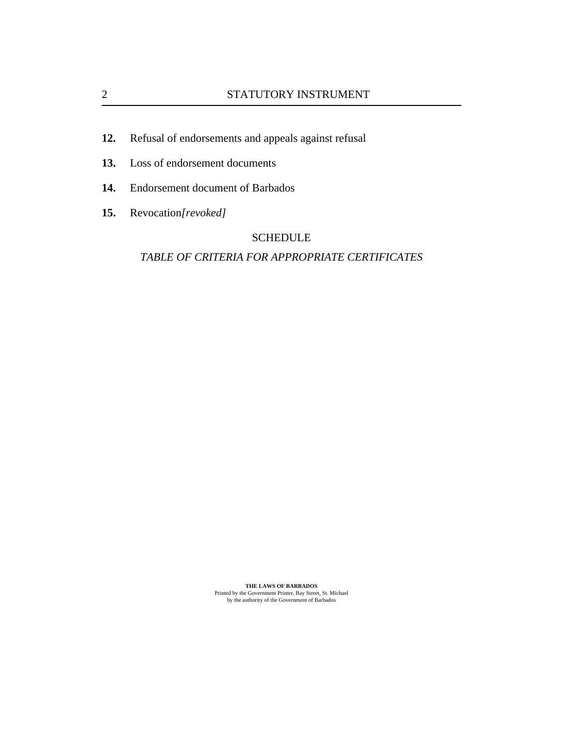**12.** Refusal of endorsements and appeals against refusal

**13.** Loss of endorsement documents

**14.** Endorsement document of Barbados

**15.** Revocation*[revoked]*

SCHEDULE

*TABLE OF CRITERIA FOR APPROPRIATE CERTIFICATES*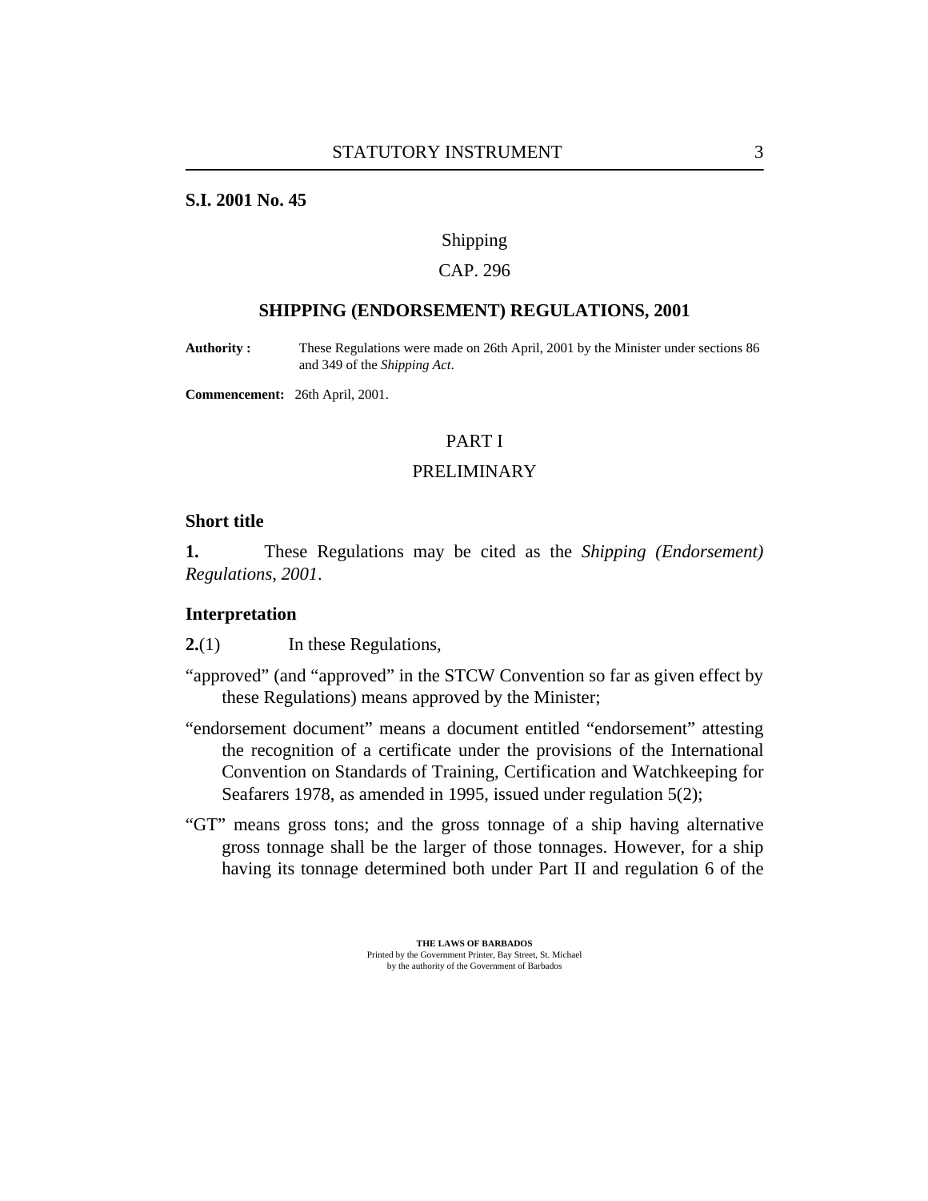**S.I. 2001 No. 45**

Shipping

CAP. 296

## SHIPPING (ENDORSEMENT) REGULATIONS, 2001

**Authority :** These Regulations were made on 26th April, 2001 by the Minister under sections 86 and 349 of the *Shipping Act*.

**Commencement:** 26th April, 2001.

PART I

PRELIMINARY

### Short title

**1.** These Regulations may be cited as the *Shipping (Endorsement) Regulations, 2001*.

### Interpretation

**2.**(1) In these Regulations,

"approved" (and "approved" in the STCW Convention so far as given effect by these Regulations) means approved by the Minister;

"endorsement document" means a document entitled "endorsement" attesting the recognition of a certificate under the provisions of the International Convention on Standards of Training, Certification and Watchkeeping for Seafarers 1978, as amended in 1995, issued under regulation 5(2);

"GT" means gross tons; and the gross tonnage of a ship having alternative gross tonnage shall be the larger of those tonnages. However, for a ship having its tonnage determined both under Part II and regulation 6 of the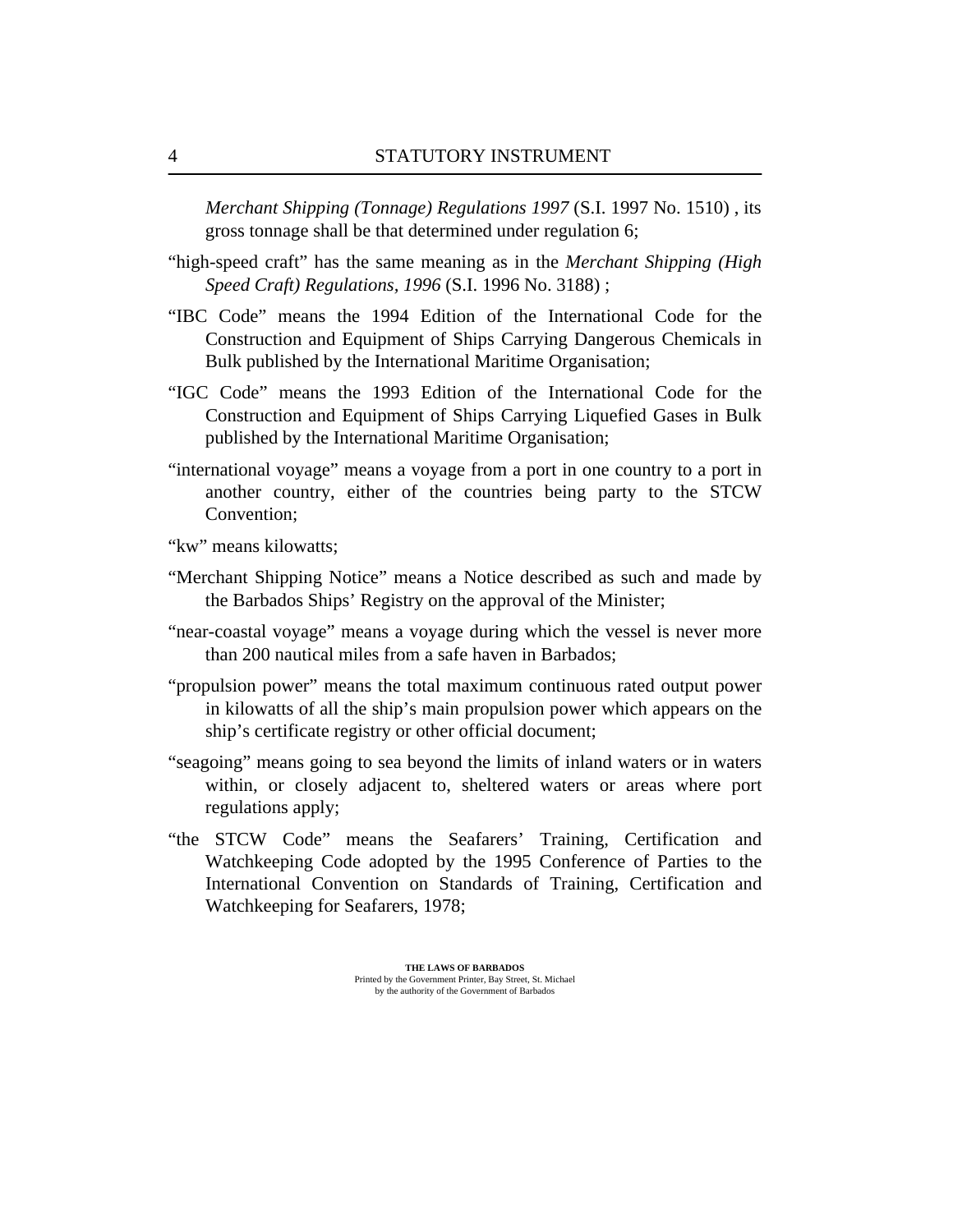*Merchant Shipping (Tonnage) Regulations 1997* (S.I. 1997 No. 1510) , its gross tonnage shall be that determined under regulation 6;

"high-speed craft" has the same meaning as in the *Merchant Shipping (High Speed Craft) Regulations, 1996* (S.I. 1996 No. 3188) ;

"IBC Code" means the 1994 Edition of the International Code for the Construction and Equipment of Ships Carrying Dangerous Chemicals in Bulk published by the International Maritime Organisation;

"IGC Code" means the 1993 Edition of the International Code for the Construction and Equipment of Ships Carrying Liquefied Gases in Bulk published by the International Maritime Organisation;

"international voyage" means a voyage from a port in one country to a port in another country, either of the countries being party to the STCW Convention;

"kw" means kilowatts;

"Merchant Shipping Notice" means a Notice described as such and made by the Barbados Ships' Registry on the approval of the Minister;

"near-coastal voyage" means a voyage during which the vessel is never more than 200 nautical miles from a safe haven in Barbados;

"propulsion power" means the total maximum continuous rated output power in kilowatts of all the ship's main propulsion power which appears on the ship's certificate registry or other official document;

"seagoing" means going to sea beyond the limits of inland waters or in waters within, or closely adjacent to, sheltered waters or areas where port regulations apply;

"the STCW Code" means the Seafarers' Training, Certification and Watchkeeping Code adopted by the 1995 Conference of Parties to the International Convention on Standards of Training, Certification and Watchkeeping for Seafarers, 1978;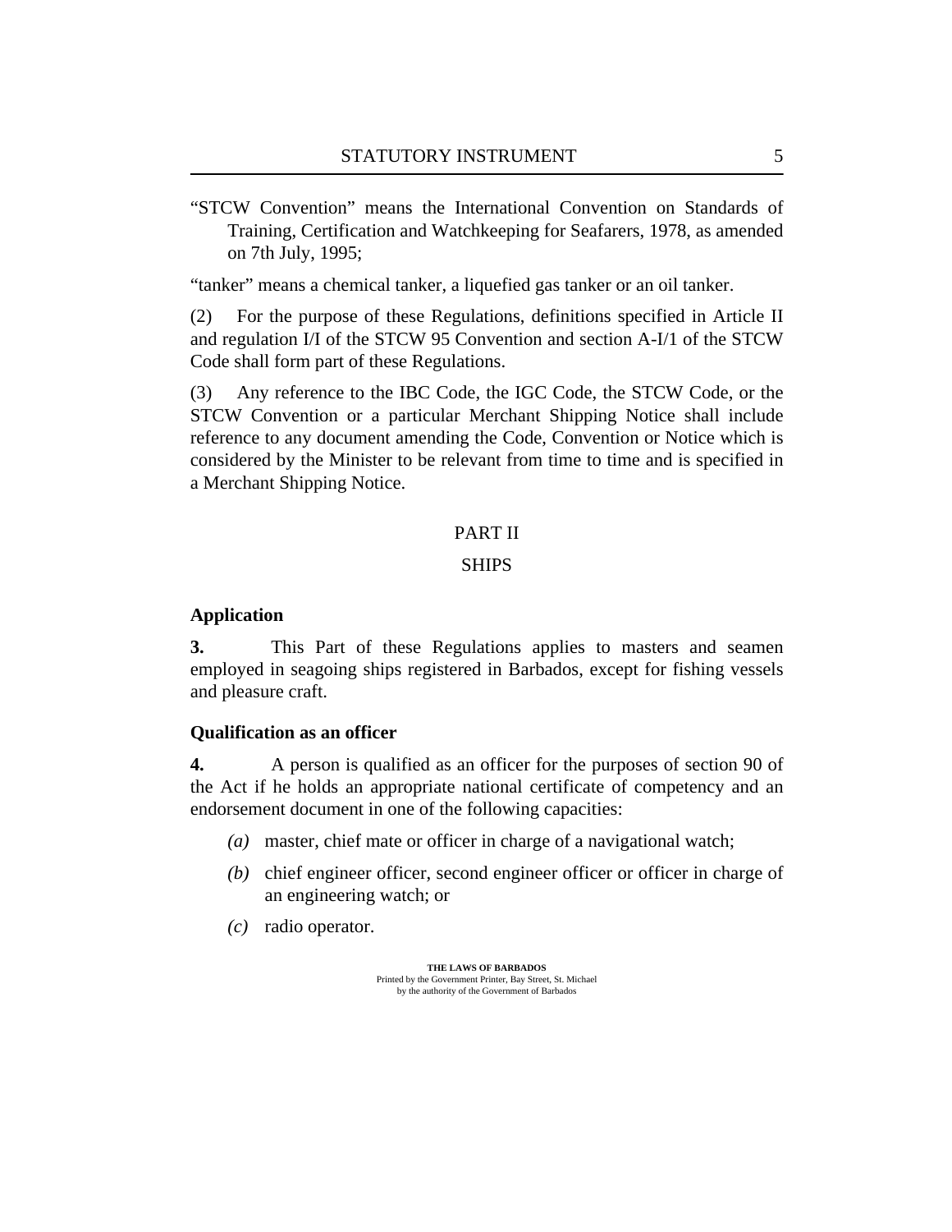"STCW Convention" means the International Convention on Standards of Training, Certification and Watchkeeping for Seafarers, 1978, as amended on 7th July, 1995;

"tanker" means a chemical tanker, a liquefied gas tanker or an oil tanker.

(2) For the purpose of these Regulations, definitions specified in Article II and regulation I/I of the STCW 95 Convention and section A-I/1 of the STCW Code shall form part of these Regulations.

(3) Any reference to the IBC Code, the IGC Code, the STCW Code, or the STCW Convention or a particular Merchant Shipping Notice shall include reference to any document amending the Code, Convention or Notice which is considered by the Minister to be relevant from time to time and is specified in a Merchant Shipping Notice.

## PART II

## SHIPS

### Application

**3.** This Part of these Regulations applies to masters and seamen employed in seagoing ships registered in Barbados, except for fishing vessels and pleasure craft.

### Qualification as an officer

**4.** A person is qualified as an officer for the purposes of section 90 of the Act if he holds an appropriate national certificate of competency and an endorsement document in one of the following capacities:

*(a)* master, chief mate or officer in charge of a navigational watch;

*(b)* chief engineer officer, second engineer officer or officer in charge of an engineering watch; or

*(c)* radio operator.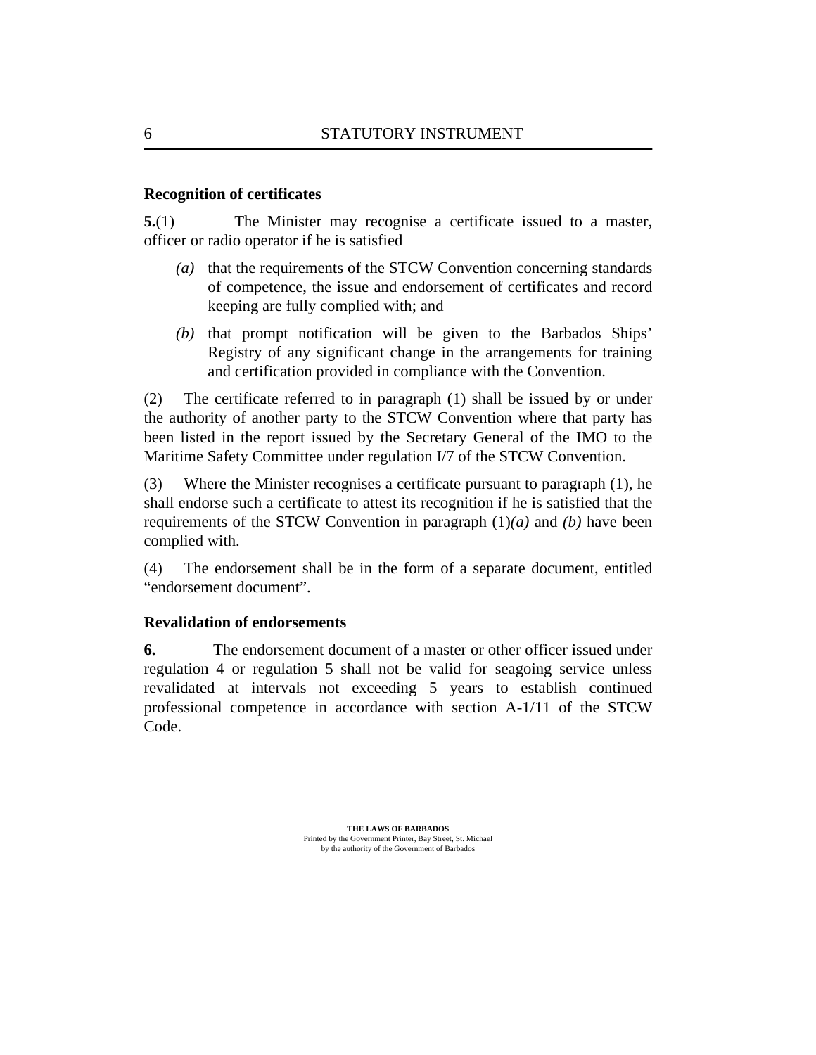**Recognition of certificates**

**5.**(1) The Minister may recognise a certificate issued to a master, officer or radio operator if he is satisfied

*(a)* that the requirements of the STCW Convention concerning standards of competence, the issue and endorsement of certificates and record keeping are fully complied with; and

*(b)* that prompt notification will be given to the Barbados Ships' Registry of any significant change in the arrangements for training and certification provided in compliance with the Convention.

(2) The certificate referred to in paragraph (1) shall be issued by or under the authority of another party to the STCW Convention where that party has been listed in the report issued by the Secretary General of the IMO to the Maritime Safety Committee under regulation I/7 of the STCW Convention.

(3) Where the Minister recognises a certificate pursuant to paragraph (1), he shall endorse such a certificate to attest its recognition if he is satisfied that the requirements of the STCW Convention in paragraph (1)*(a)* and *(b)* have been complied with.

(4) The endorsement shall be in the form of a separate document, entitled "endorsement document".

**Revalidation of endorsements**

**6.** The endorsement document of a master or other officer issued under regulation 4 or regulation 5 shall not be valid for seagoing service unless revalidated at intervals not exceeding 5 years to establish continued professional competence in accordance with section A-1/11 of the STCW Code.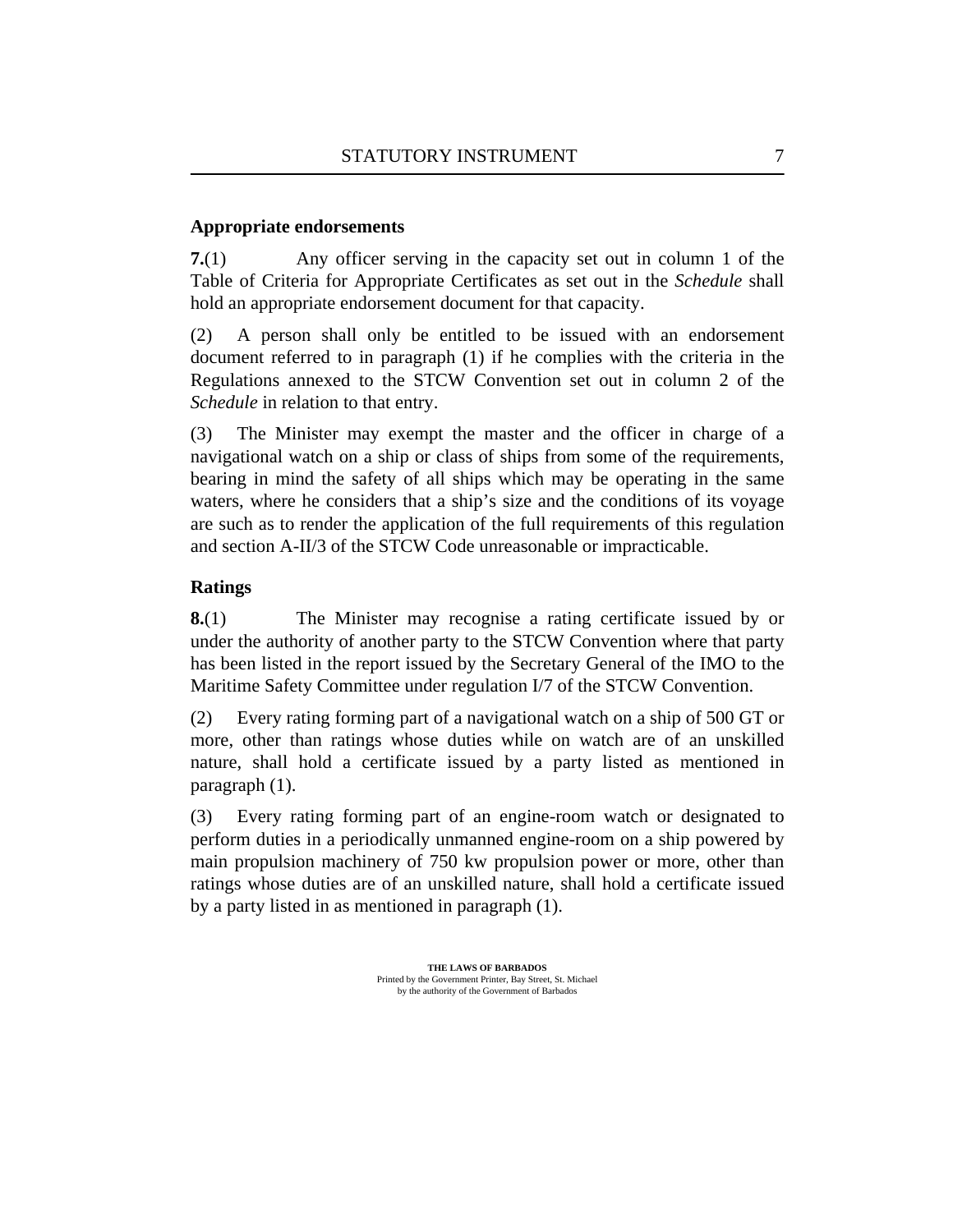**Appropriate endorsements**

**7.**(1) Any officer serving in the capacity set out in column 1 of the Table of Criteria for Appropriate Certificates as set out in the *Schedule* shall hold an appropriate endorsement document for that capacity.

(2) A person shall only be entitled to be issued with an endorsement document referred to in paragraph (1) if he complies with the criteria in the Regulations annexed to the STCW Convention set out in column 2 of the *Schedule* in relation to that entry.

(3) The Minister may exempt the master and the officer in charge of a navigational watch on a ship or class of ships from some of the requirements, bearing in mind the safety of all ships which may be operating in the same waters, where he considers that a ship's size and the conditions of its voyage are such as to render the application of the full requirements of this regulation and section A-II/3 of the STCW Code unreasonable or impracticable.

**Ratings**

**8.**(1) The Minister may recognise a rating certificate issued by or under the authority of another party to the STCW Convention where that party has been listed in the report issued by the Secretary General of the IMO to the Maritime Safety Committee under regulation I/7 of the STCW Convention.

(2) Every rating forming part of a navigational watch on a ship of 500 GT or more, other than ratings whose duties while on watch are of an unskilled nature, shall hold a certificate issued by a party listed as mentioned in paragraph (1).

(3) Every rating forming part of an engine-room watch or designated to perform duties in a periodically unmanned engine-room on a ship powered by main propulsion machinery of 750 kw propulsion power or more, other than ratings whose duties are of an unskilled nature, shall hold a certificate issued by a party listed in as mentioned in paragraph (1).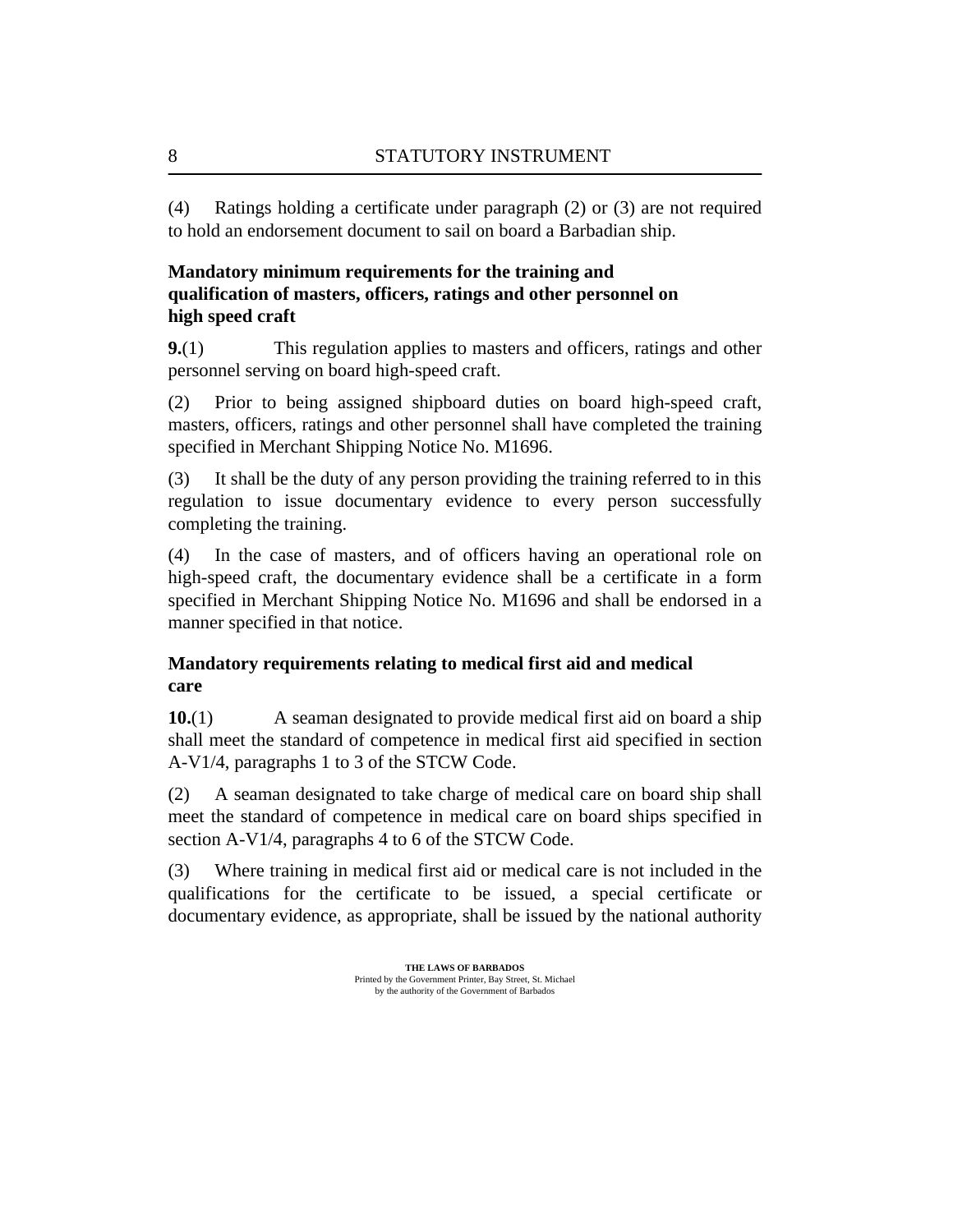(4) Ratings holding a certificate under paragraph (2) or (3) are not required to hold an endorsement document to sail on board a Barbadian ship.

**Mandatory minimum requirements for the training and qualification of masters, officers, ratings and other personnel on high speed craft**

**9.**(1) This regulation applies to masters and officers, ratings and other personnel serving on board high-speed craft.

(2) Prior to being assigned shipboard duties on board high-speed craft, masters, officers, ratings and other personnel shall have completed the training specified in Merchant Shipping Notice No. M1696.

(3) It shall be the duty of any person providing the training referred to in this regulation to issue documentary evidence to every person successfully completing the training.

(4) In the case of masters, and of officers having an operational role on high-speed craft, the documentary evidence shall be a certificate in a form specified in Merchant Shipping Notice No. M1696 and shall be endorsed in a manner specified in that notice.

**Mandatory requirements relating to medical first aid and medical care**

**10.**(1) A seaman designated to provide medical first aid on board a ship shall meet the standard of competence in medical first aid specified in section A-V1/4, paragraphs 1 to 3 of the STCW Code.

(2) A seaman designated to take charge of medical care on board ship shall meet the standard of competence in medical care on board ships specified in section A-V1/4, paragraphs 4 to 6 of the STCW Code.

(3) Where training in medical first aid or medical care is not included in the qualifications for the certificate to be issued, a special certificate or documentary evidence, as appropriate, shall be issued by the national authority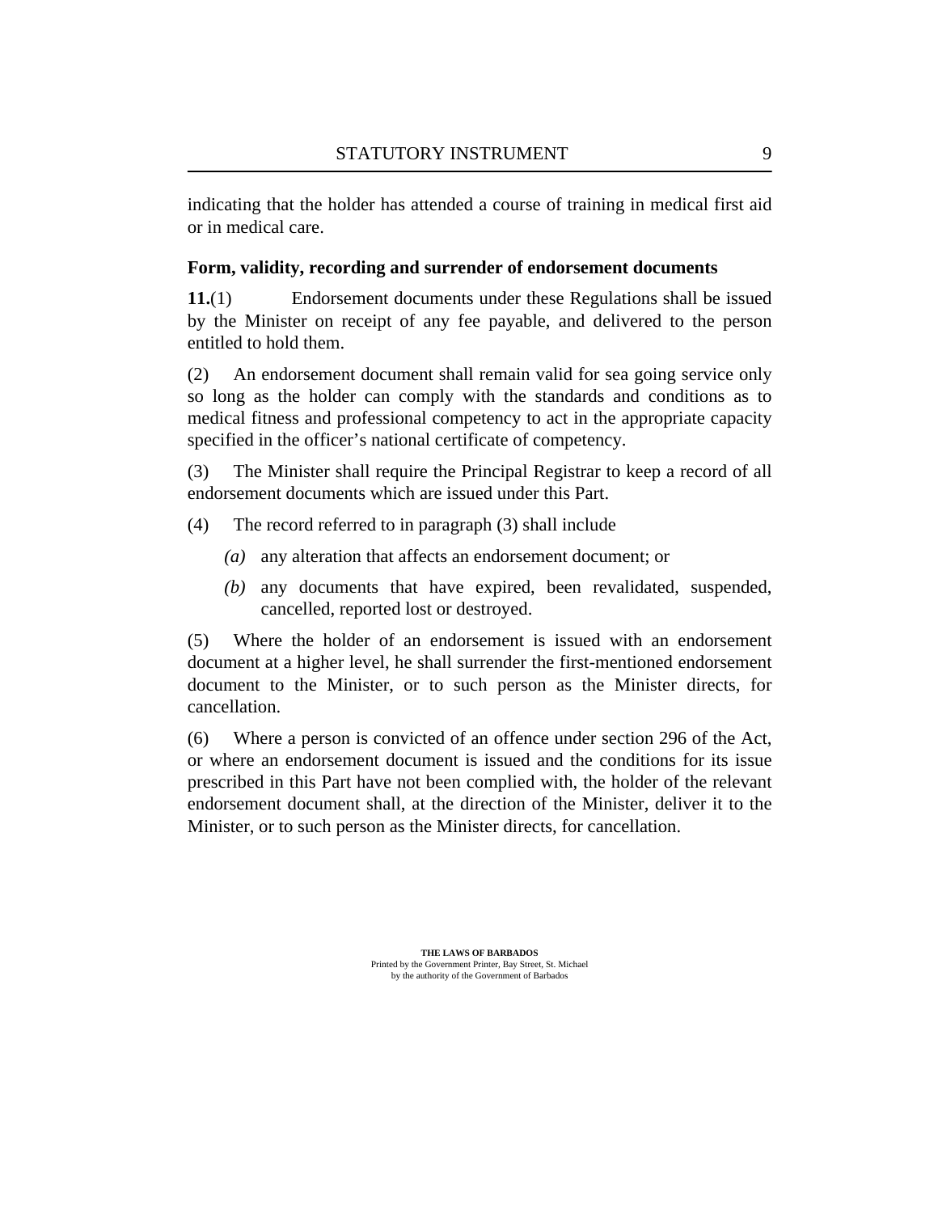indicating that the holder has attended a course of training in medical first aid or in medical care.

### Form, validity, recording and surrender of endorsement documents

**11.**(1) Endorsement documents under these Regulations shall be issued by the Minister on receipt of any fee payable, and delivered to the person entitled to hold them.

(2) An endorsement document shall remain valid for sea going service only so long as the holder can comply with the standards and conditions as to medical fitness and professional competency to act in the appropriate capacity specified in the officer's national certificate of competency.

(3) The Minister shall require the Principal Registrar to keep a record of all endorsement documents which are issued under this Part.

(4) The record referred to in paragraph (3) shall include

- *(a)* any alteration that affects an endorsement document; or
- *(b)* any documents that have expired, been revalidated, suspended, cancelled, reported lost or destroyed.

(5) Where the holder of an endorsement is issued with an endorsement document at a higher level, he shall surrender the first-mentioned endorsement document to the Minister, or to such person as the Minister directs, for cancellation.

(6) Where a person is convicted of an offence under section 296 of the Act, or where an endorsement document is issued and the conditions for its issue prescribed in this Part have not been complied with, the holder of the relevant endorsement document shall, at the direction of the Minister, deliver it to the Minister, or to such person as the Minister directs, for cancellation.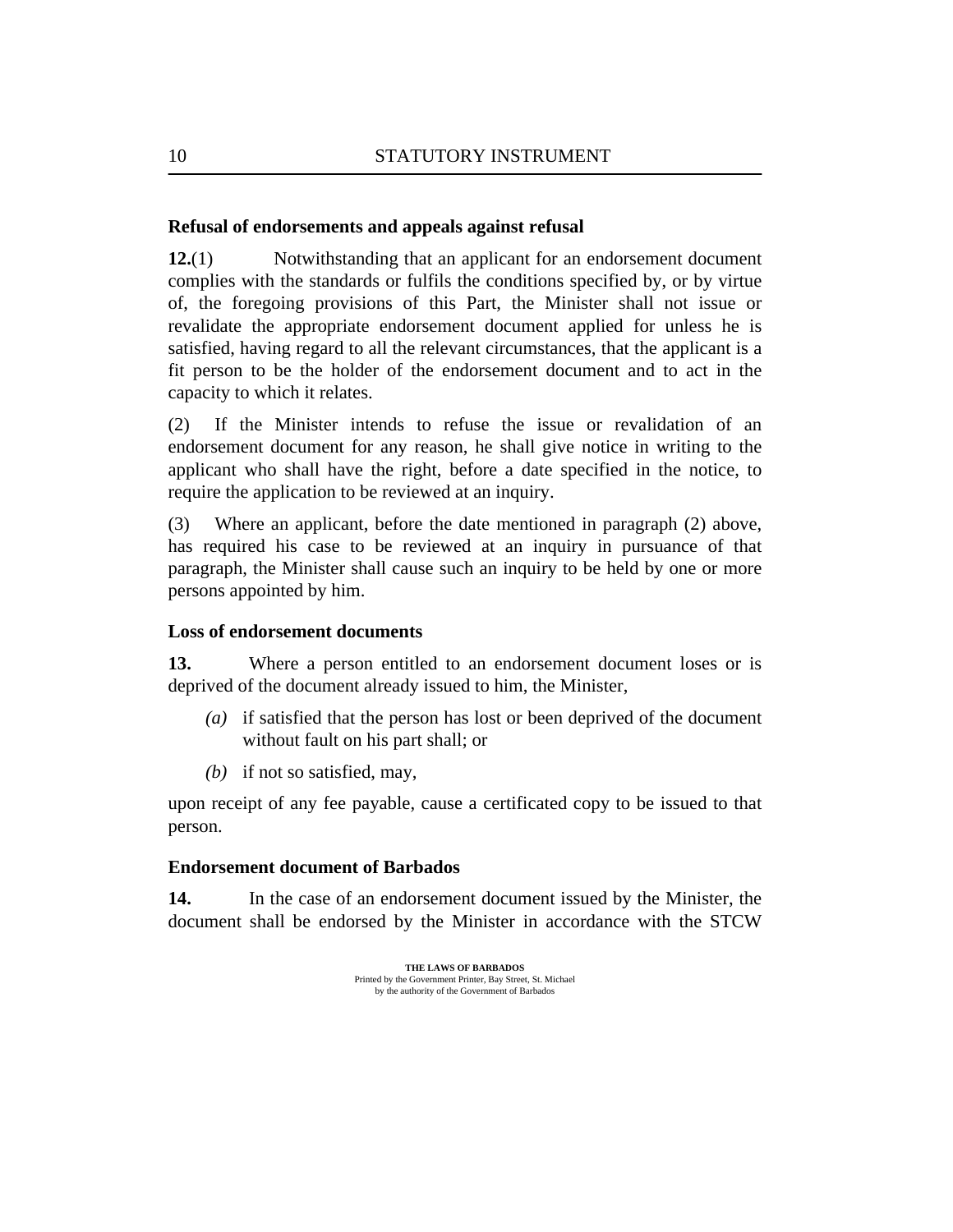### Refusal of endorsements and appeals against refusal

**12.**(1) Notwithstanding that an applicant for an endorsement document complies with the standards or fulfils the conditions specified by, or by virtue of, the foregoing provisions of this Part, the Minister shall not issue or revalidate the appropriate endorsement document applied for unless he is satisfied, having regard to all the relevant circumstances, that the applicant is a fit person to be the holder of the endorsement document and to act in the capacity to which it relates.

(2) If the Minister intends to refuse the issue or revalidation of an endorsement document for any reason, he shall give notice in writing to the applicant who shall have the right, before a date specified in the notice, to require the application to be reviewed at an inquiry.

(3) Where an applicant, before the date mentioned in paragraph (2) above, has required his case to be reviewed at an inquiry in pursuance of that paragraph, the Minister shall cause such an inquiry to be held by one or more persons appointed by him.

### Loss of endorsement documents

**13.** Where a person entitled to an endorsement document loses or is deprived of the document already issued to him, the Minister,

*(a)* if satisfied that the person has lost or been deprived of the document without fault on his part shall; or

*(b)* if not so satisfied, may,

upon receipt of any fee payable, cause a certificated copy to be issued to that person.

### Endorsement document of Barbados

**14.** In the case of an endorsement document issued by the Minister, the document shall be endorsed by the Minister in accordance with the STCW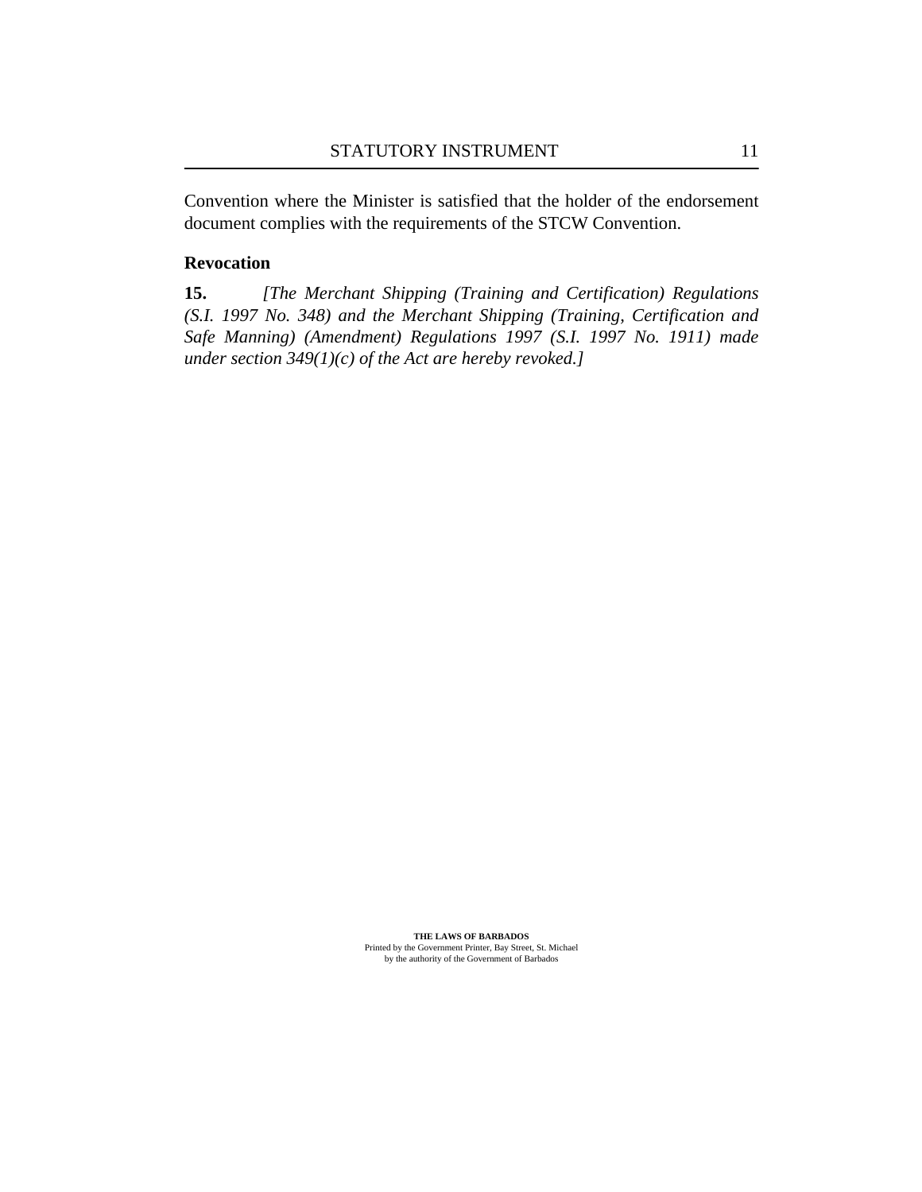Convention where the Minister is satisfied that the holder of the endorsement document complies with the requirements of the STCW Convention.

**Revocation**

**15.** *[The Merchant Shipping (Training and Certification) Regulations (S.I. 1997 No. 348) and the Merchant Shipping (Training, Certification and Safe Manning) (Amendment) Regulations 1997 (S.I. 1997 No. 1911) made under section 349(1)(c) of the Act are hereby revoked.]*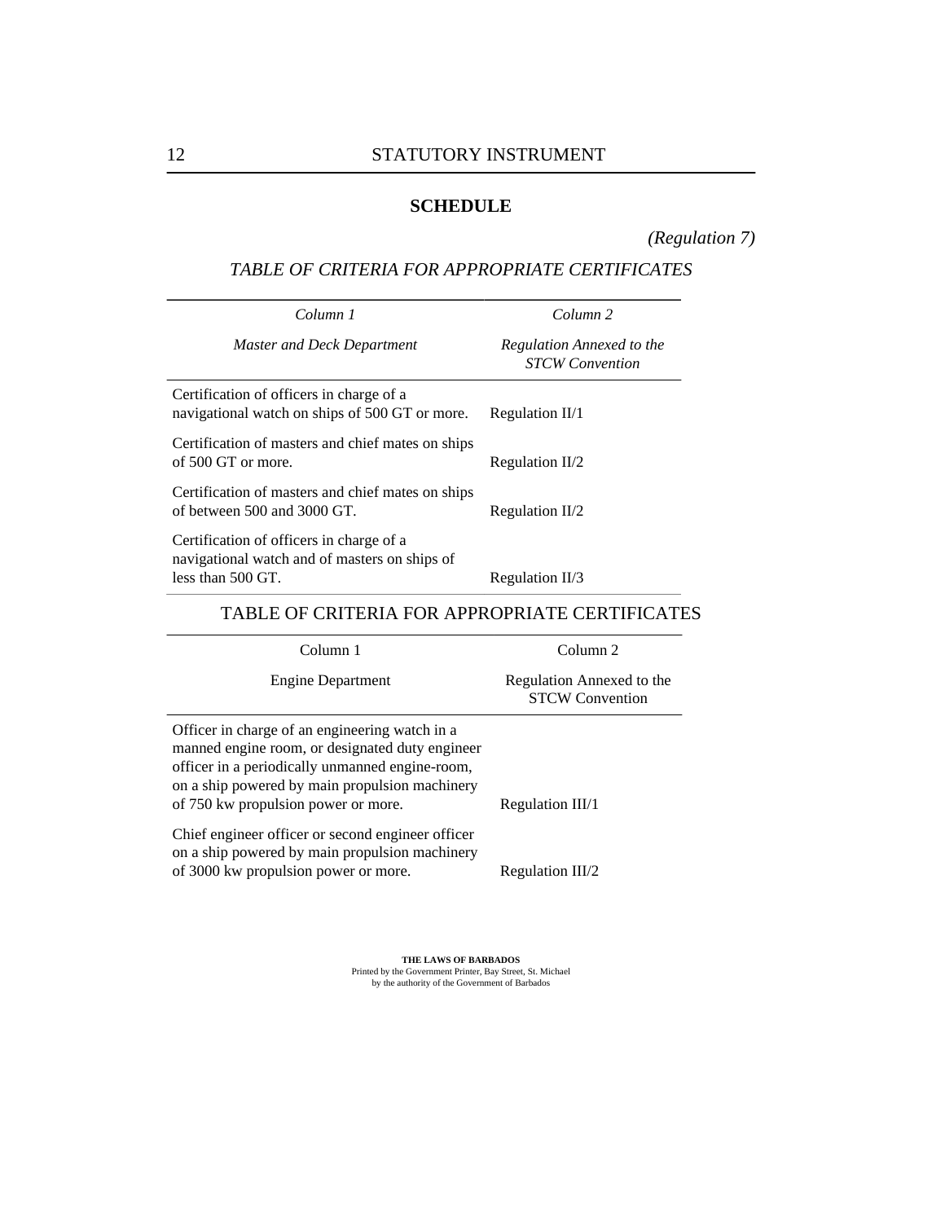## SCHEDULE

*(Regulation 7)*

*TABLE OF CRITERIA FOR APPROPRIATE CERTIFICATES*

| *Column 1*<br>*Master and Deck Department* | *Column 2*<br>*Regulation Annexed to the STCW Convention* |
|---|---|
| Certification of officers in charge of a navigational watch on ships of 500 GT or more. | Regulation II/1 |
| Certification of masters and chief mates on ships of 500 GT or more. | Regulation II/2 |
| Certification of masters and chief mates on ships of between 500 and 3000 GT. | Regulation II/2 |
| Certification of officers in charge of a navigational watch and of masters on ships of less than 500 GT. | Regulation II/3 |

TABLE OF CRITERIA FOR APPROPRIATE CERTIFICATES

| Column 1<br>Engine Department | Column 2<br>Regulation Annexed to the STCW Convention |
|---|---|
| Officer in charge of an engineering watch in a manned engine room, or designated duty engineer officer in a periodically unmanned engine-room, on a ship powered by main propulsion machinery of 750 kw propulsion power or more. | Regulation III/1 |
| Chief engineer officer or second engineer officer on a ship powered by main propulsion machinery of 3000 kw propulsion power or more. | Regulation III/2 |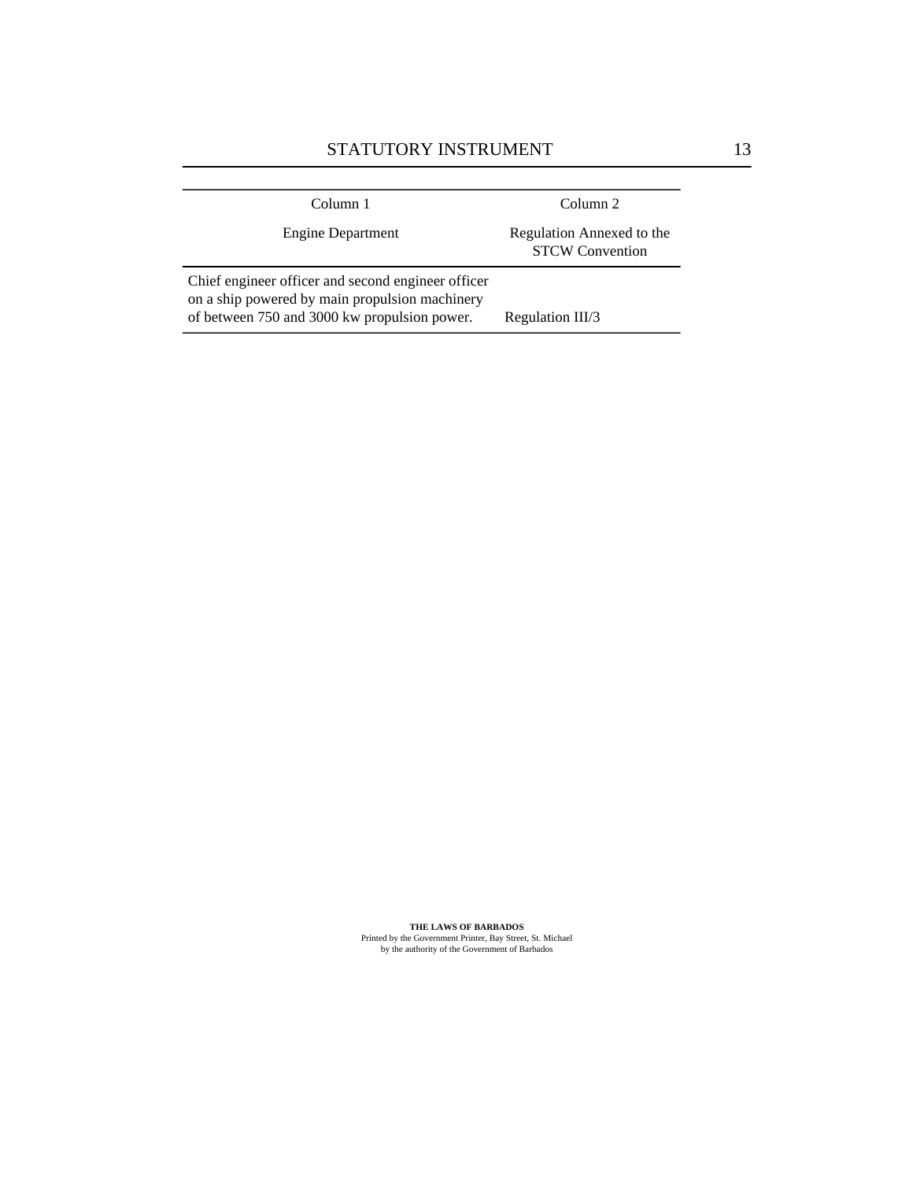| Column 1<br>Engine Department | Column 2<br>Regulation Annexed to the STCW Convention |
|---|---|
| Chief engineer officer and second engineer officer on a ship powered by main propulsion machinery of between 750 and 3000 kw propulsion power. | Regulation III/3 |

**THE LAWS OF BARBADOS**
Printed by the Government Printer, Bay Street, St. Michael
by the authority of the Government of Barbados